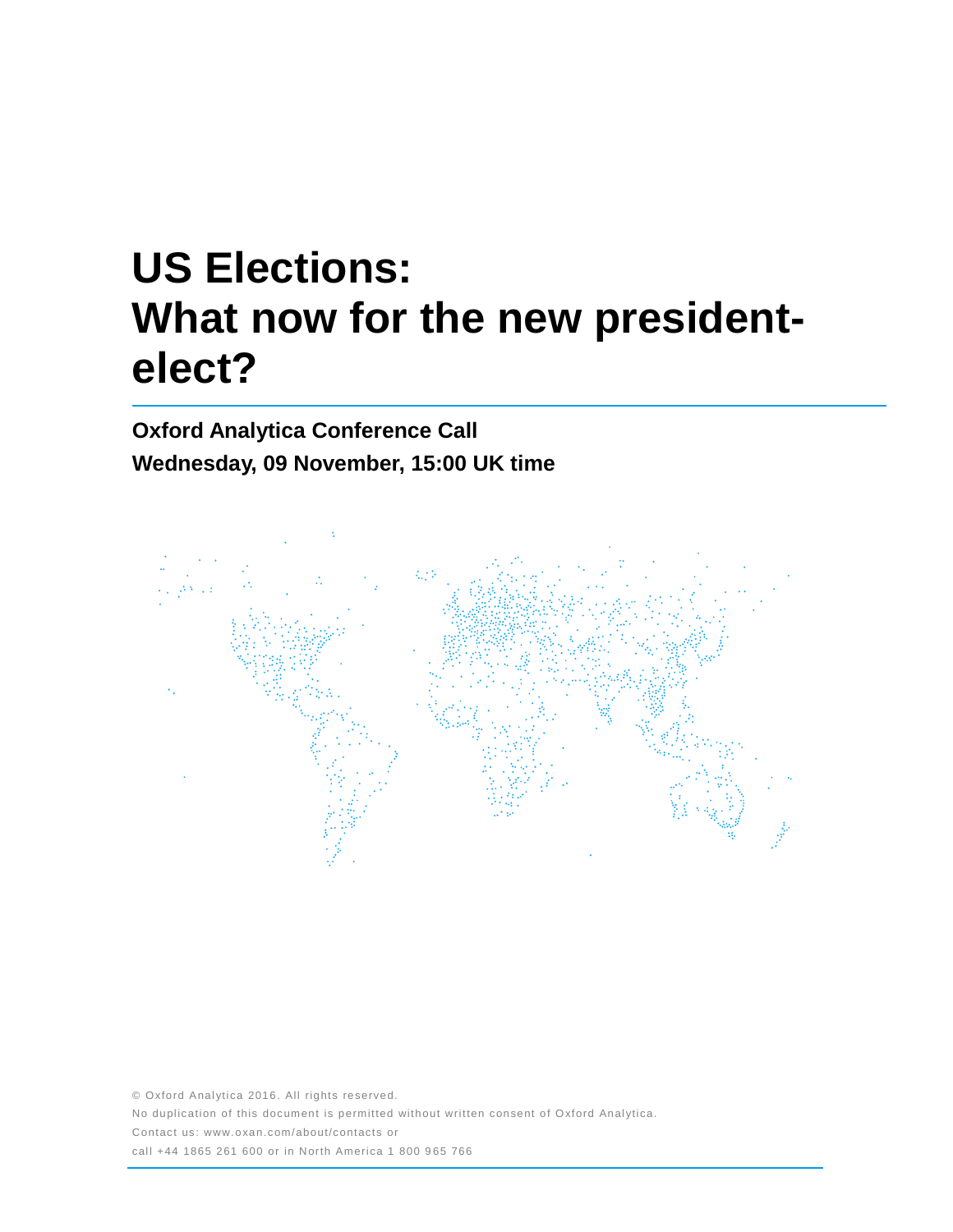# US Elections: What now for the new president-elect?

**Oxford Analytica Conference Call**

**Wednesday, 09 November, 15:00 UK time**

© Oxford Analytica 2016. All rights reserved.

No duplication of this document is permitted without written consent of Oxford Analytica.

Contact us: www.oxan.com/about/contacts or

call +44 1865 261 600 or in North America 1 800 965 766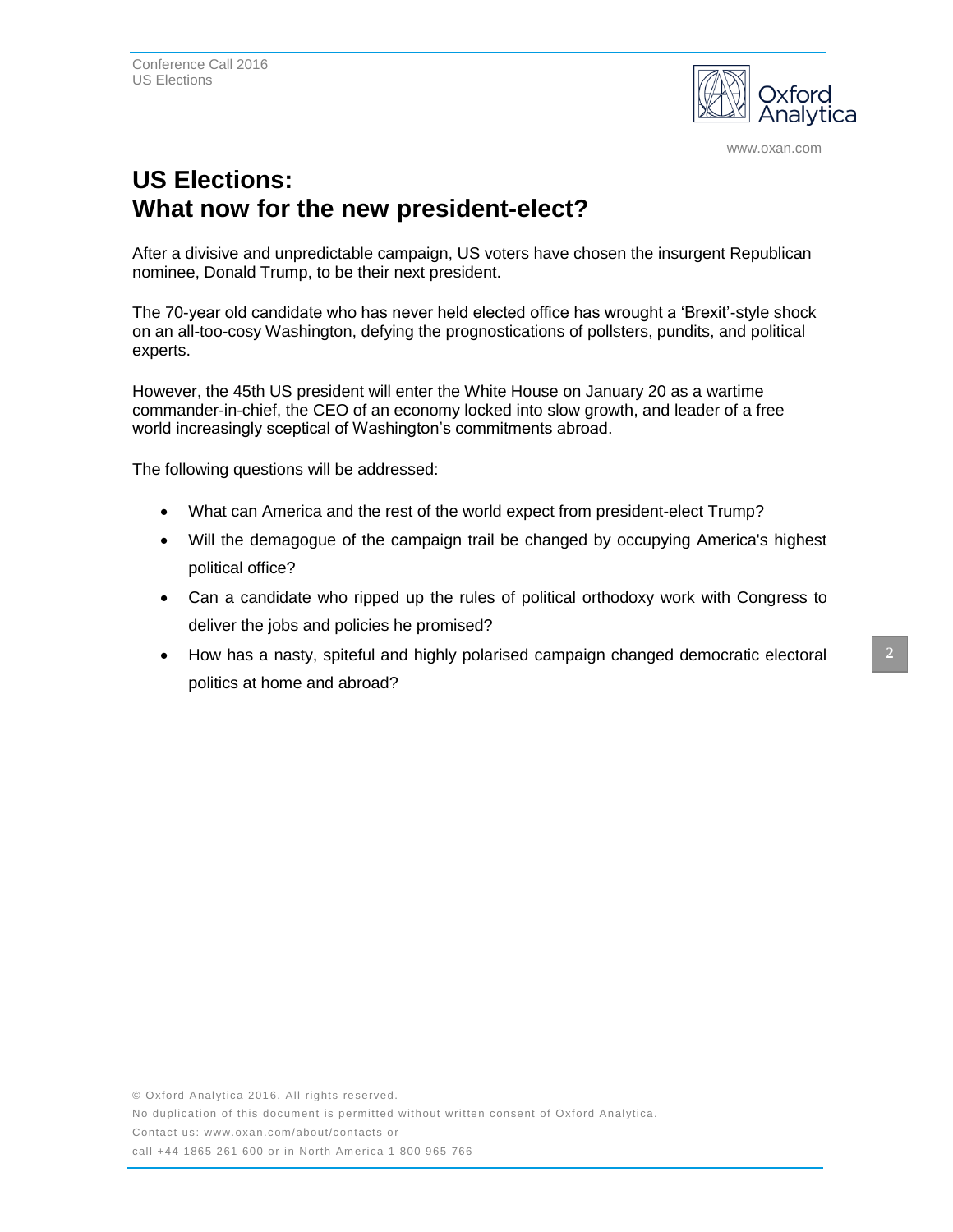# US Elections: What now for the new president-elect?

After a divisive and unpredictable campaign, US voters have chosen the insurgent Republican nominee, Donald Trump, to be their next president.

The 70-year old candidate who has never held elected office has wrought a 'Brexit'-style shock on an all-too-cosy Washington, defying the prognostications of pollsters, pundits, and political experts.

However, the 45th US president will enter the White House on January 20 as a wartime commander-in-chief, the CEO of an economy locked into slow growth, and leader of a free world increasingly sceptical of Washington's commitments abroad.

The following questions will be addressed:

- What can America and the rest of the world expect from president-elect Trump?
- Will the demagogue of the campaign trail be changed by occupying America's highest political office?
- Can a candidate who ripped up the rules of political orthodoxy work with Congress to deliver the jobs and policies he promised?
- How has a nasty, spiteful and highly polarised campaign changed democratic electoral politics at home and abroad?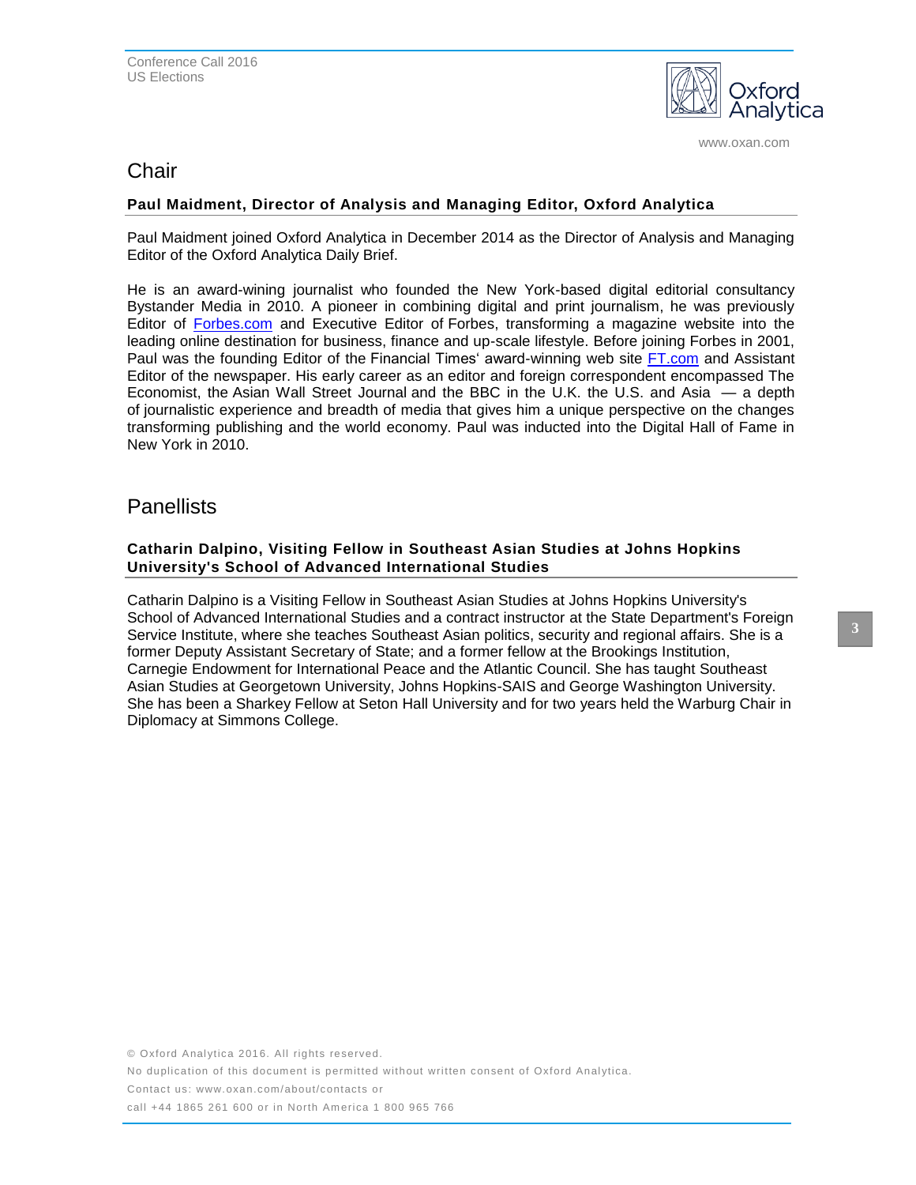## Chair

**Paul Maidment, Director of Analysis and Managing Editor, Oxford Analytica**

Paul Maidment joined Oxford Analytica in December 2014 as the Director of Analysis and Managing Editor of the Oxford Analytica Daily Brief.

He is an award-wining journalist who founded the New York-based digital editorial consultancy Bystander Media in 2010. A pioneer in combining digital and print journalism, he was previously Editor of Forbes.com and Executive Editor of Forbes, transforming a magazine website into the leading online destination for business, finance and up-scale lifestyle. Before joining Forbes in 2001, Paul was the founding Editor of the Financial Times' award-winning web site FT.com and Assistant Editor of the newspaper. His early career as an editor and foreign correspondent encompassed The Economist, the Asian Wall Street Journal and the BBC in the U.K. the U.S. and Asia — a depth of journalistic experience and breadth of media that gives him a unique perspective on the changes transforming publishing and the world economy. Paul was inducted into the Digital Hall of Fame in New York in 2010.

## Panellists

**Catharin Dalpino, Visiting Fellow in Southeast Asian Studies at Johns Hopkins University's School of Advanced International Studies**

Catharin Dalpino is a Visiting Fellow in Southeast Asian Studies at Johns Hopkins University's School of Advanced International Studies and a contract instructor at the State Department's Foreign Service Institute, where she teaches Southeast Asian politics, security and regional affairs. She is a former Deputy Assistant Secretary of State; and a former fellow at the Brookings Institution, Carnegie Endowment for International Peace and the Atlantic Council. She has taught Southeast Asian Studies at Georgetown University, Johns Hopkins-SAIS and George Washington University. She has been a Sharkey Fellow at Seton Hall University and for two years held the Warburg Chair in Diplomacy at Simmons College.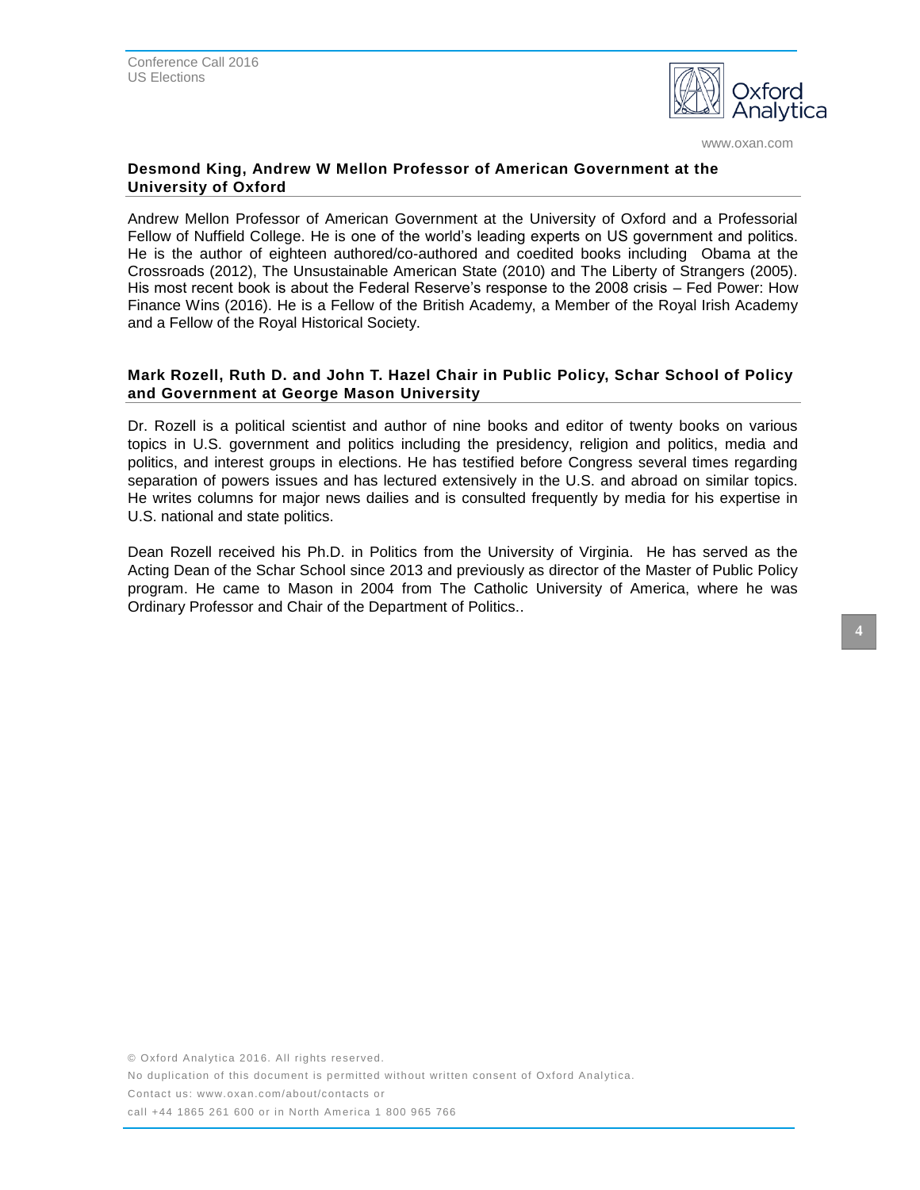**Desmond King, Andrew W Mellon Professor of American Government at the University of Oxford**

Andrew Mellon Professor of American Government at the University of Oxford and a Professorial Fellow of Nuffield College. He is one of the world's leading experts on US government and politics. He is the author of eighteen authored/co-authored and coedited books including Obama at the Crossroads (2012), The Unsustainable American State (2010) and The Liberty of Strangers (2005). His most recent book is about the Federal Reserve's response to the 2008 crisis – Fed Power: How Finance Wins (2016). He is a Fellow of the British Academy, a Member of the Royal Irish Academy and a Fellow of the Royal Historical Society.

**Mark Rozell, Ruth D. and John T. Hazel Chair in Public Policy, Schar School of Policy and Government at George Mason University**

Dr. Rozell is a political scientist and author of nine books and editor of twenty books on various topics in U.S. government and politics including the presidency, religion and politics, media and politics, and interest groups in elections. He has testified before Congress several times regarding separation of powers issues and has lectured extensively in the U.S. and abroad on similar topics. He writes columns for major news dailies and is consulted frequently by media for his expertise in U.S. national and state politics.

Dean Rozell received his Ph.D. in Politics from the University of Virginia. He has served as the Acting Dean of the Schar School since 2013 and previously as director of the Master of Public Policy program. He came to Mason in 2004 from The Catholic University of America, where he was Ordinary Professor and Chair of the Department of Politics..